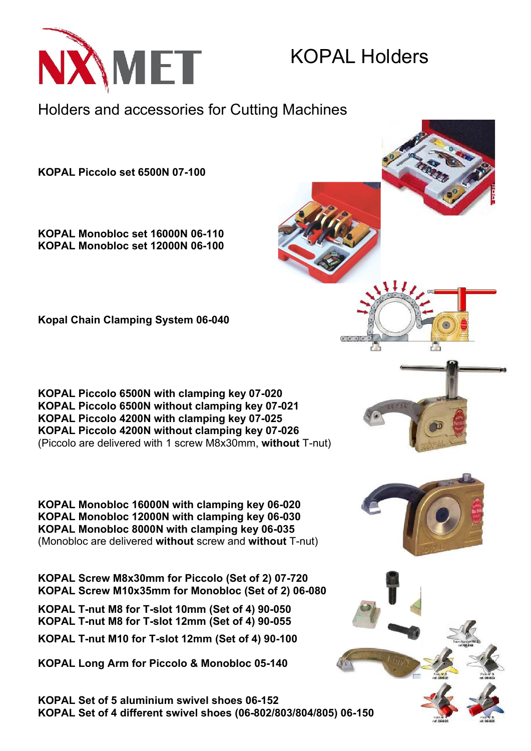# KOPAL Holders

## Holders and accessories for Cutting Machines

**KOPAL Piccolo set 6500N 07-100**

**KOPAL Monobloc set 16000N 06-110**
**KOPAL Monobloc set 12000N 06-100**

**Kopal Chain Clamping System 06-040**

**KOPAL Piccolo 6500N with clamping key 07-020**
**KOPAL Piccolo 6500N without clamping key 07-021**
**KOPAL Piccolo 4200N with clamping key 07-025**
**KOPAL Piccolo 4200N without clamping key 07-026**
(Piccolo are delivered with 1 screw M8x30mm, **without** T-nut)

**KOPAL Monobloc 16000N with clamping key 06-020**
**KOPAL Monobloc 12000N with clamping key 06-030**
**KOPAL Monobloc 8000N with clamping key 06-035**
(Monobloc are delivered **without** screw and **without** T-nut)

**KOPAL Screw M8x30mm for Piccolo (Set of 2) 07-720**
**KOPAL Screw M10x35mm for Monobloc (Set of 2) 06-080**

**KOPAL T-nut M8 for T-slot 10mm (Set of 4) 90-050**
**KOPAL T-nut M8 for T-slot 12mm (Set of 4) 90-055**

**KOPAL T-nut M10 for T-slot 12mm (Set of 4) 90-100**

**KOPAL Long Arm for Piccolo & Monobloc 05-140**

**KOPAL Set of 5 aluminium swivel shoes 06-152**
**KOPAL Set of 4 different swivel shoes (06-802/803/804/805) 06-150**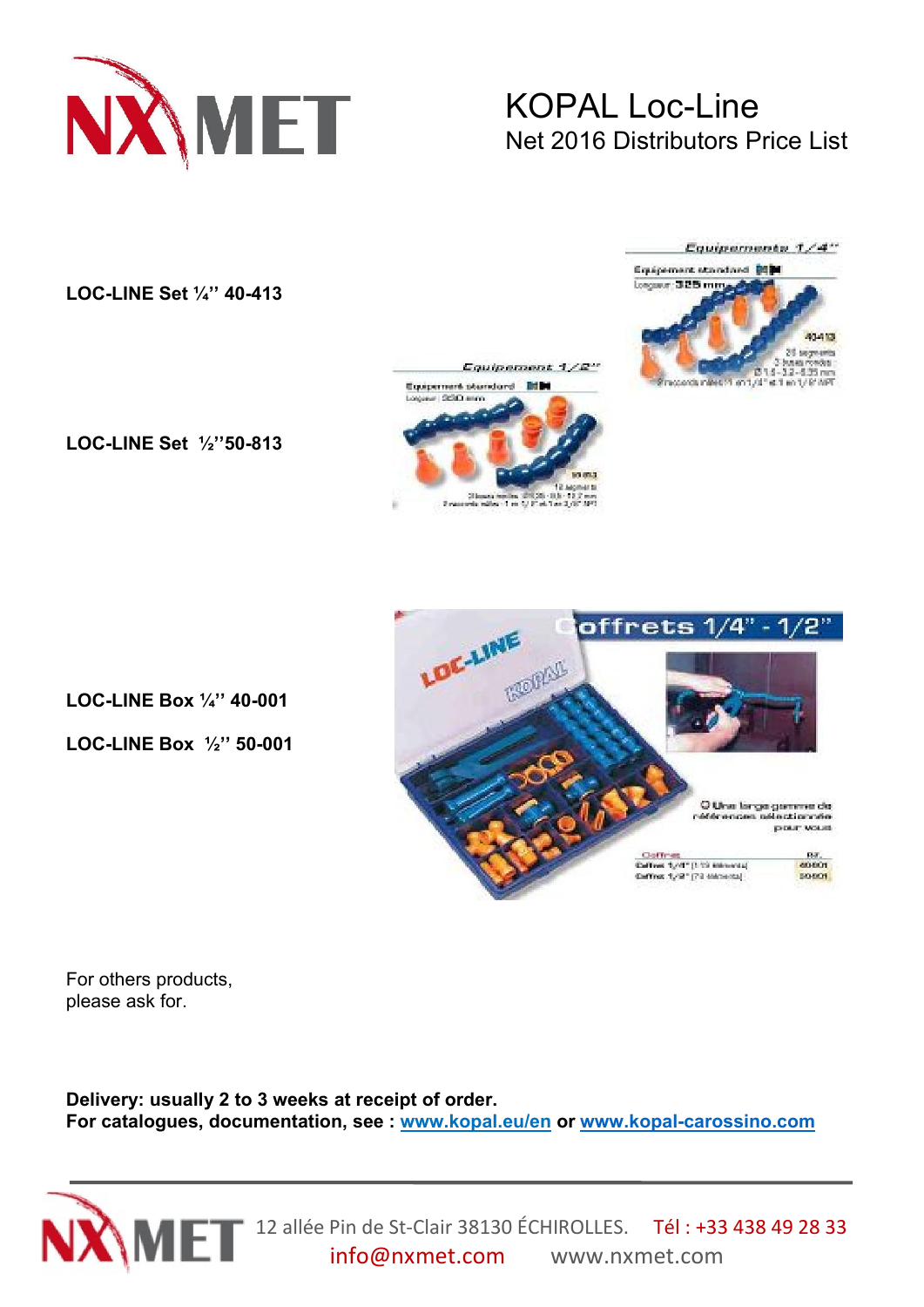# KOPAL Loc-Line

Net 2016 Distributors Price List

**LOC-LINE Set ¼'' 40-413**

**LOC-LINE Set ½''50-813**

**LOC-LINE Box ¼'' 40-001**

**LOC-LINE Box ½'' 50-001**

For others products,
please ask for.

**Delivery: usually 2 to 3 weeks at receipt of order.**
**For catalogues, documentation, see : [www.kopal.eu/en](http://www.kopal.eu/en) or [www.kopal-carossino.com](http://www.kopal-carossino.com)**

12 allée Pin de St-Clair 38130 ÉCHIROLLES. Tél : +33 438 49 28 33
info@nxmet.com www.nxmet.com